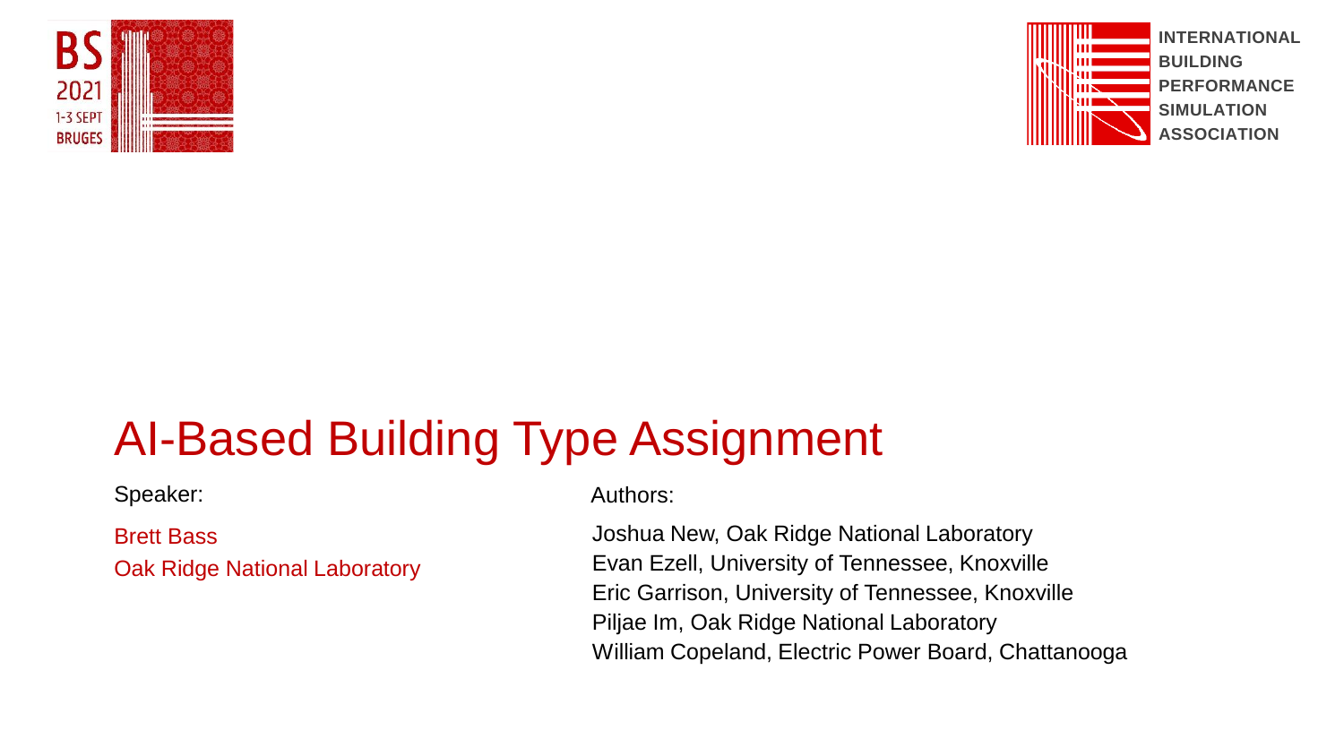BS 2021
1-3 SEPT
BRUGES

INTERNATIONAL BUILDING PERFORMANCE SIMULATION ASSOCIATION

# AI-Based Building Type Assignment

Speaker:

Brett Bass
Oak Ridge National Laboratory

Authors:

Joshua New, Oak Ridge National Laboratory
Evan Ezell, University of Tennessee, Knoxville
Eric Garrison, University of Tennessee, Knoxville
Piljae Im, Oak Ridge National Laboratory
William Copeland, Electric Power Board, Chattanooga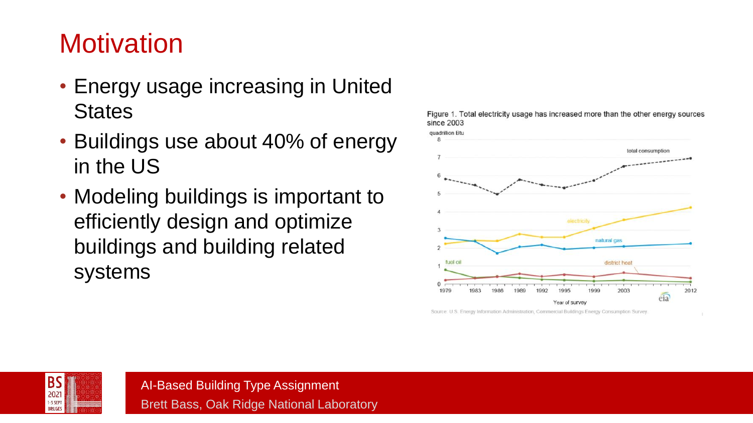# Motivation

- Energy usage increasing in United States
- Buildings use about 40% of energy in the US
- Modeling buildings is important to efficiently design and optimize buildings and building related systems

Figure 1. Total electricity usage has increased more than the other energy sources since 2003

Source: U.S. Energy Information Administration, Commercial Buildings Energy Consumption Survey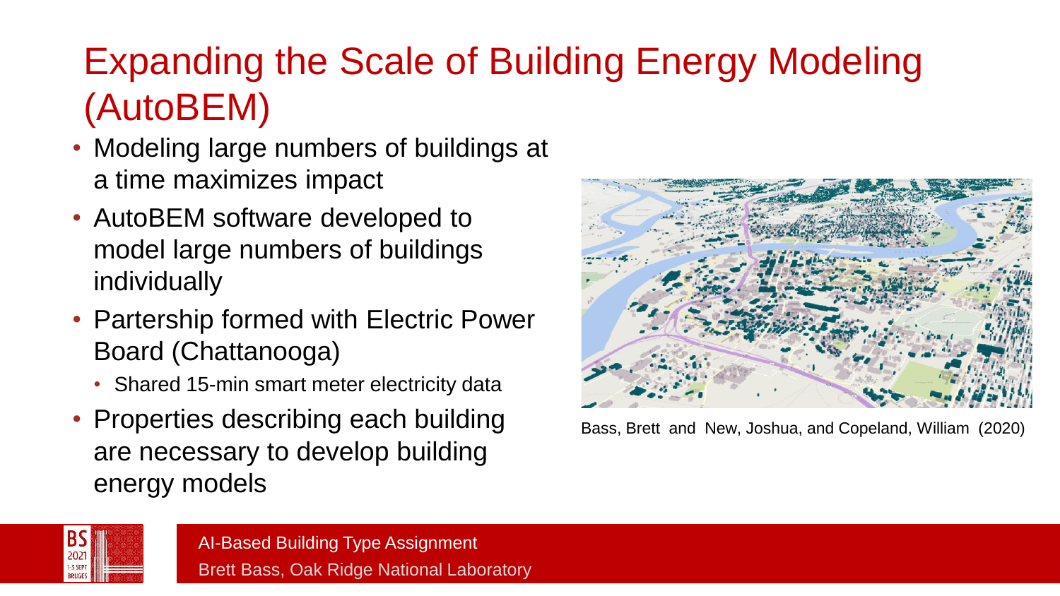# Expanding the Scale of Building Energy Modeling (AutoBEM)

- Modeling large numbers of buildings at a time maximizes impact
- AutoBEM software developed to model large numbers of buildings individually
- Partership formed with Electric Power Board (Chattanooga)
  - Shared 15-min smart meter electricity data
- Properties describing each building are necessary to develop building energy models

Bass, Brett and New, Joshua, and Copeland, William (2020)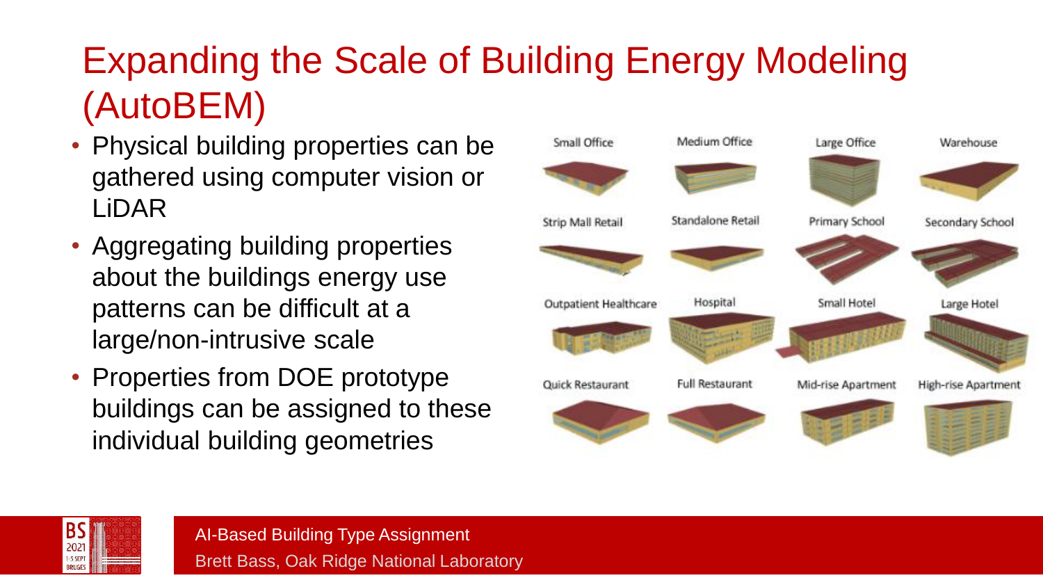# Expanding the Scale of Building Energy Modeling (AutoBEM)

- Physical building properties can be gathered using computer vision or LiDAR
- Aggregating building properties about the buildings energy use patterns can be difficult at a large/non-intrusive scale
- Properties from DOE prototype buildings can be assigned to these individual building geometries

Small Office, Medium Office, Large Office, Warehouse, Strip Mall Retail, Standalone Retail, Primary School, Secondary School, Outpatient Healthcare, Hospital, Small Hotel, Large Hotel, Quick Restaurant, Full Restaurant, Mid-rise Apartment, High-rise Apartment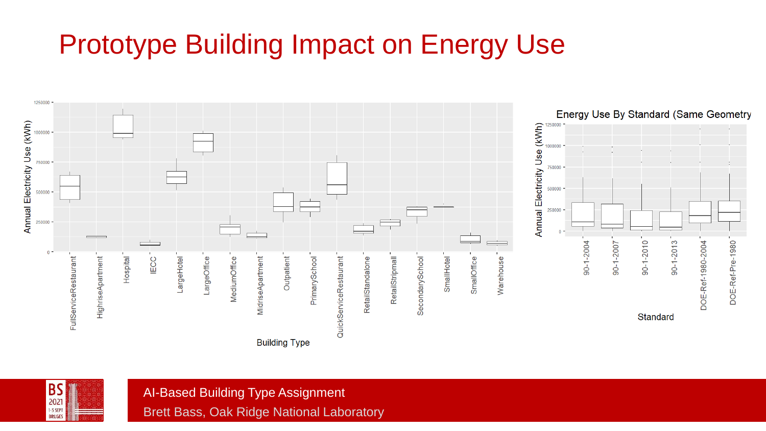# Prototype Building Impact on Energy Use

Annual Electricity Use (kWh)

1250000
1000000
750000
500000
250000
0

FullServiceRestaurant, HighriseApartment, Hospital, IECC, LargeHotel, LargeOffice, MediumOffice, MidriseApartment, Outpatient, PrimarySchool, QuickServiceRestaurant, RetailStandalone, RetailStripmall, SecondarySchool, SmallHotel, SmallOffice, Warehouse

Building Type

Energy Use By Standard (Same Geometry

Annual Electricity Use (kWh)

1250000
1000000
750000
500000
250000
0

90-1-2004, 90-1-2007, 90-1-2010, 90-1-2013, DOE-Ref-1980-2004, DOE-Ref-Pre-1980

Standard

AI-Based Building Type Assignment

Brett Bass, Oak Ridge National Laboratory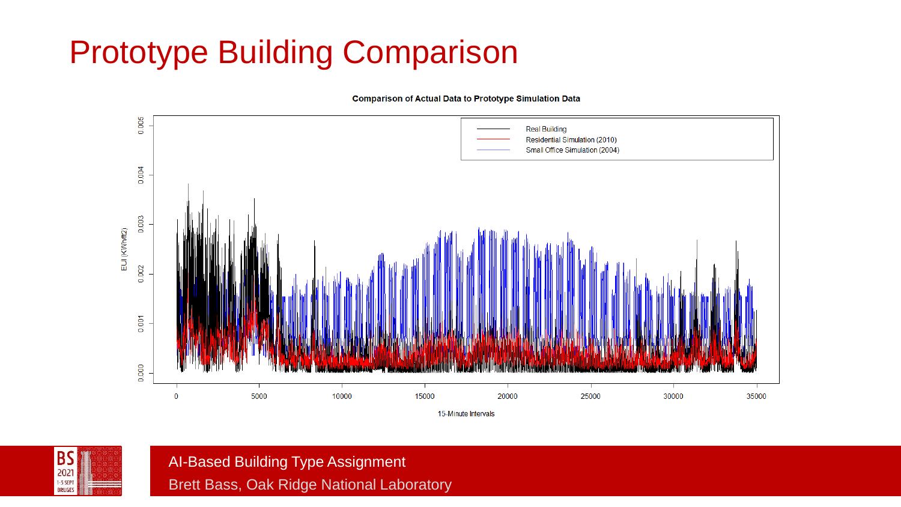# Prototype Building Comparison

**Comparison of Actual Data to Prototype Simulation Data**

EUI (KWh/ft2)

15-Minute Intervals

Real Building

Residential Simulation (2010)

Small Office Simulation (2004)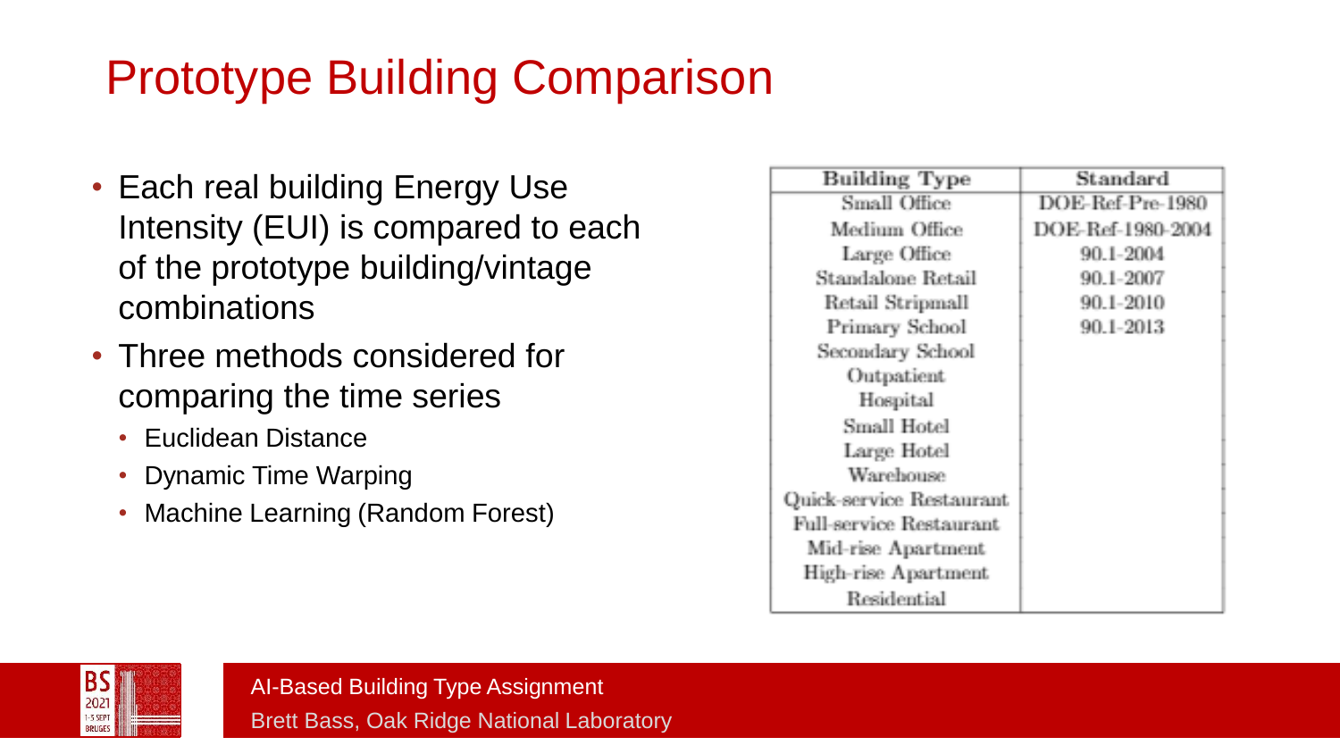# Prototype Building Comparison

- Each real building Energy Use Intensity (EUI) is compared to each of the prototype building/vintage combinations
- Three methods considered for comparing the time series
  - Euclidean Distance
  - Dynamic Time Warping
  - Machine Learning (Random Forest)

| Building Type | Standard |
|---|---|
| Small Office | DOE-Ref-Pre-1980 |
| Medium Office | DOE-Ref-1980-2004 |
| Large Office | 90.1-2004 |
| Standalone Retail | 90.1-2007 |
| Retail Stripmall | 90.1-2010 |
| Primary School | 90.1-2013 |
| Secondary School | |
| Outpatient | |
| Hospital | |
| Small Hotel | |
| Large Hotel | |
| Warehouse | |
| Quick-service Restaurant | |
| Full-service Restaurant | |
| Mid-rise Apartment | |
| High-rise Apartment | |
| Residential | |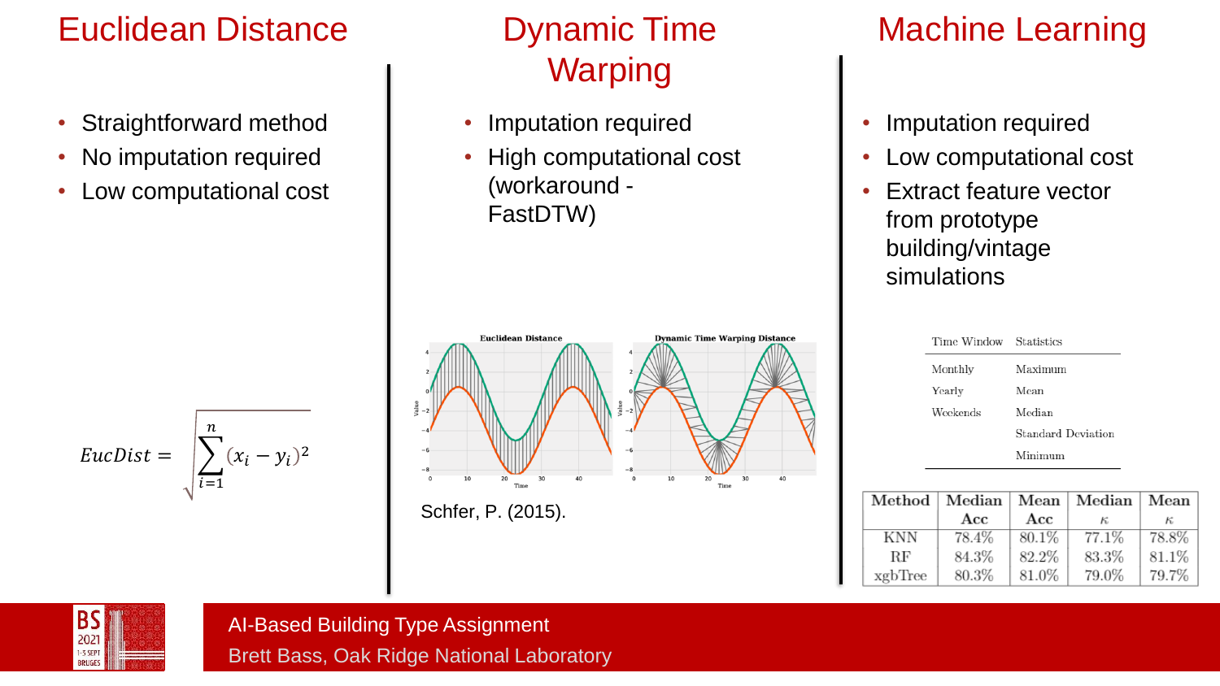## Euclidean Distance

- Straightforward method
- No imputation required
- Low computational cost

$$EucDist = \sqrt{\sum_{i=1}^{n}(x_i - y_i)^2}$$

## Dynamic Time Warping

- Imputation required
- High computational cost (workaround - FastDTW)

Schfer, P. (2015).

## Machine Learning

- Imputation required
- Low computational cost
- Extract feature vector from prototype building/vintage simulations

| Time Window | Statistics |
|---|---|
| Monthly | Maximum |
| Yearly | Mean |
| Weekends | Median |
| | Standard Deviation |
| | Minimum |

| Method | Median Acc | Mean Acc | Median $\kappa$ | Mean $\kappa$ |
|---|---|---|---|---|
| KNN | 78.4% | 80.1% | 77.1% | 78.8% |
| RF | 84.3% | 82.2% | 83.3% | 81.1% |
| xgbTree | 80.3% | 81.0% | 79.0% | 79.7% |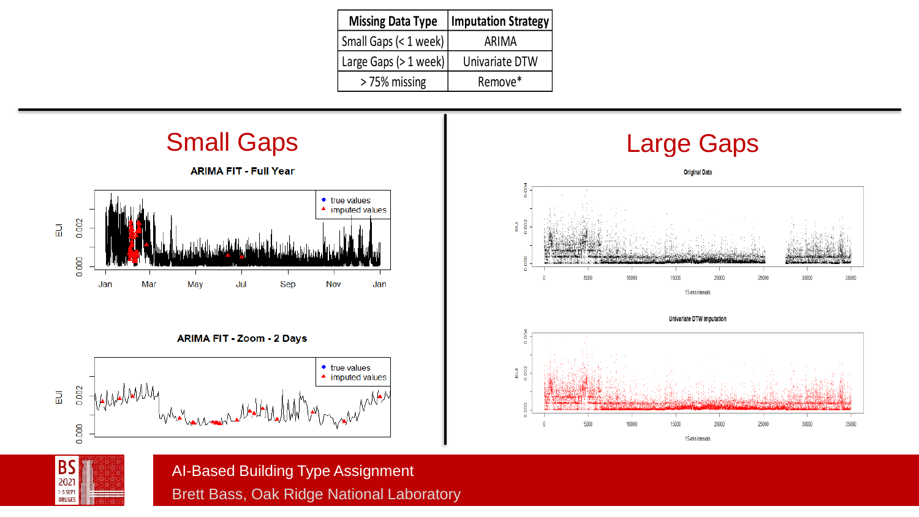| Missing Data Type | Imputation Strategy |
| --- | --- |
| Small Gaps (< 1 week) | ARIMA |
| Large Gaps (> 1 week) | Univariate DTW |
| > 75% missing | Remove* |

## Small Gaps

ARIMA FIT - Full Year

ARIMA FIT - Zoom - 2 Days

## Large Gaps

Original Data

Univariate DTW Imputation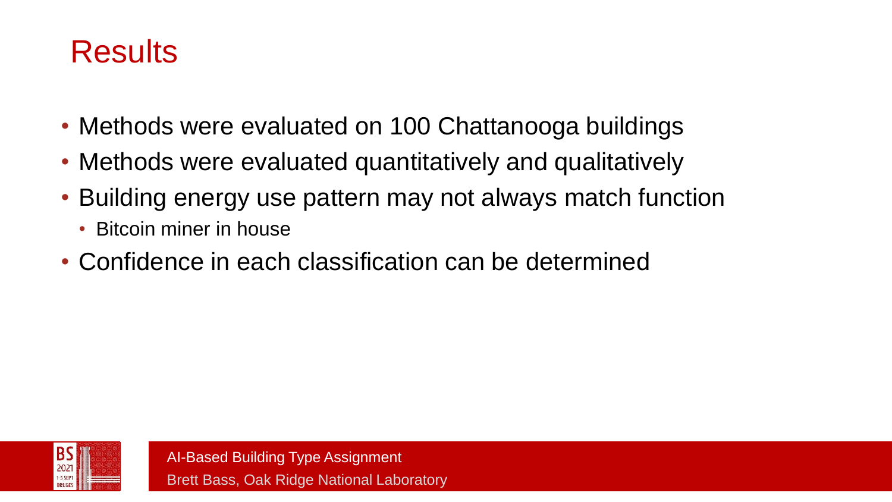# Results

- Methods were evaluated on 100 Chattanooga buildings
- Methods were evaluated quantitatively and qualitatively
- Building energy use pattern may not always match function
  - Bitcoin miner in house
- Confidence in each classification can be determined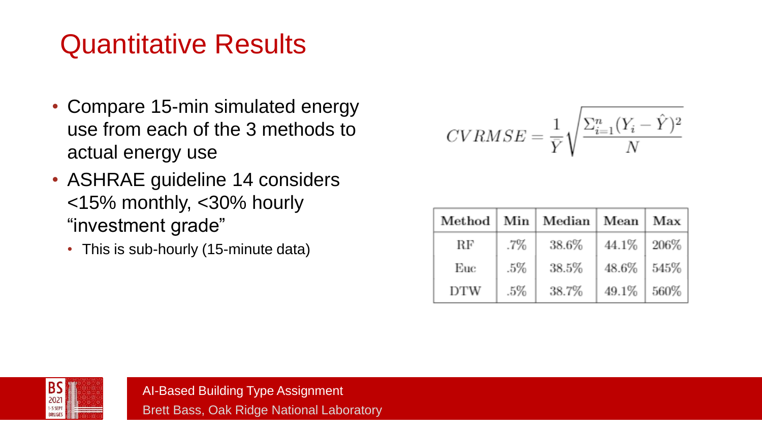# Quantitative Results

- Compare 15-min simulated energy use from each of the 3 methods to actual energy use
- ASHRAE guideline 14 considers <15% monthly, <30% hourly "investment grade"
  - This is sub-hourly (15-minute data)

$$CVRMSE = \frac{1}{\bar{Y}} \sqrt{\frac{\Sigma_{i=1}^{n} (Y_i - \hat{Y})^2}{N}}$$

| Method | Min | Median | Mean | Max |
|---|---|---|---|---|
| RF | .7% | 38.6% | 44.1% | 206% |
| Euc | .5% | 38.5% | 48.6% | 545% |
| DTW | .5% | 38.7% | 49.1% | 560% |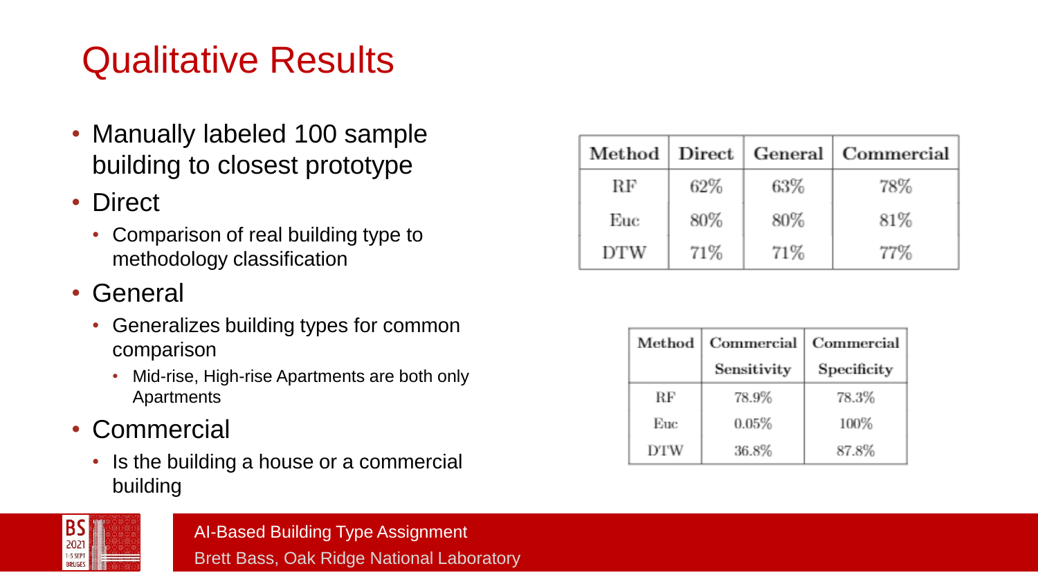# Qualitative Results

- Manually labeled 100 sample building to closest prototype
- Direct
  - Comparison of real building type to methodology classification
- General
  - Generalizes building types for common comparison
    - Mid-rise, High-rise Apartments are both only Apartments
- Commercial
  - Is the building a house or a commercial building

| Method | Direct | General | Commercial |
|---|---|---|---|
| RF | 62% | 63% | 78% |
| Euc | 80% | 80% | 81% |
| DTW | 71% | 71% | 77% |

| Method | Commercial Sensitivity | Commercial Specificity |
|---|---|---|
| RF | 78.9% | 78.3% |
| Euc | 0.05% | 100% |
| DTW | 36.8% | 87.8% |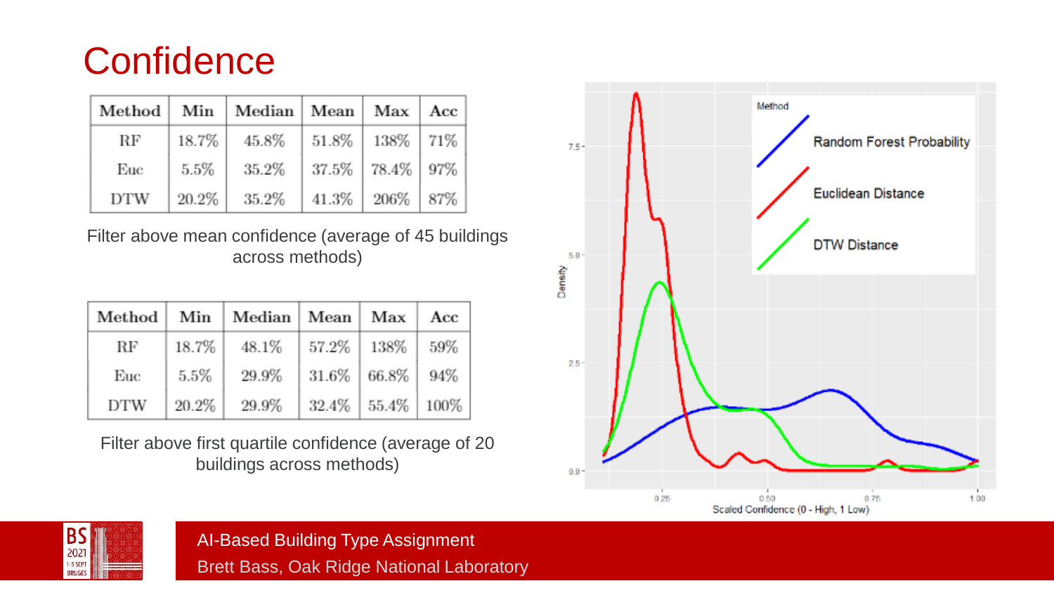# Confidence

| Method | Min | Median | Mean | Max | Acc |
|---|---|---|---|---|---|
| RF | 18.7% | 45.8% | 51.8% | 138% | 71% |
| Euc | 5.5% | 35.2% | 37.5% | 78.4% | 97% |
| DTW | 20.2% | 35.2% | 41.3% | 206% | 87% |

Filter above mean confidence (average of 45 buildings across methods)

| Method | Min | Median | Mean | Max | Acc |
|---|---|---|---|---|---|
| RF | 18.7% | 48.1% | 57.2% | 138% | 59% |
| Euc | 5.5% | 29.9% | 31.6% | 66.8% | 94% |
| DTW | 20.2% | 29.9% | 32.4% | 55.4% | 100% |

Filter above first quartile confidence (average of 20 buildings across methods)

Method: Random Forest Probability, Euclidean Distance, DTW Distance

Density

Scaled Confidence (0 - High, 1 Low)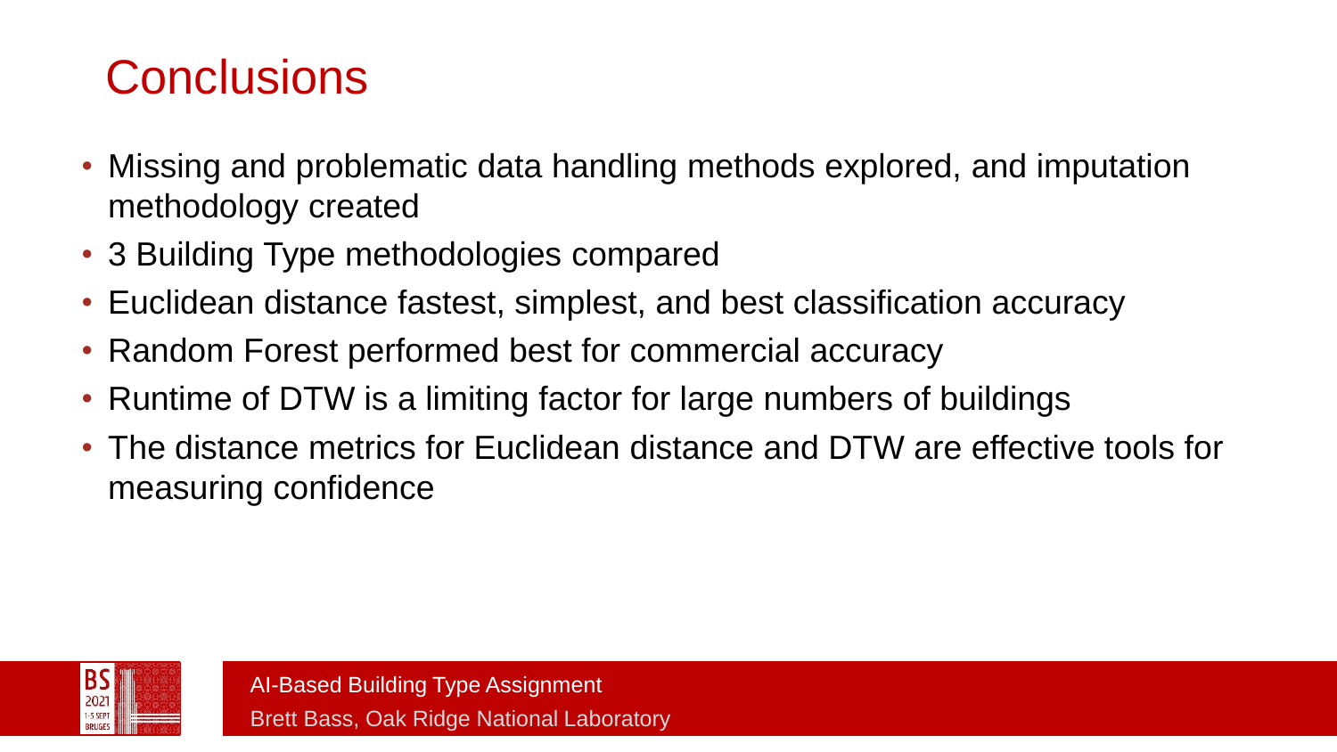# Conclusions

- Missing and problematic data handling methods explored, and imputation methodology created
- 3 Building Type methodologies compared
- Euclidean distance fastest, simplest, and best classification accuracy
- Random Forest performed best for commercial accuracy
- Runtime of DTW is a limiting factor for large numbers of buildings
- The distance metrics for Euclidean distance and DTW are effective tools for measuring confidence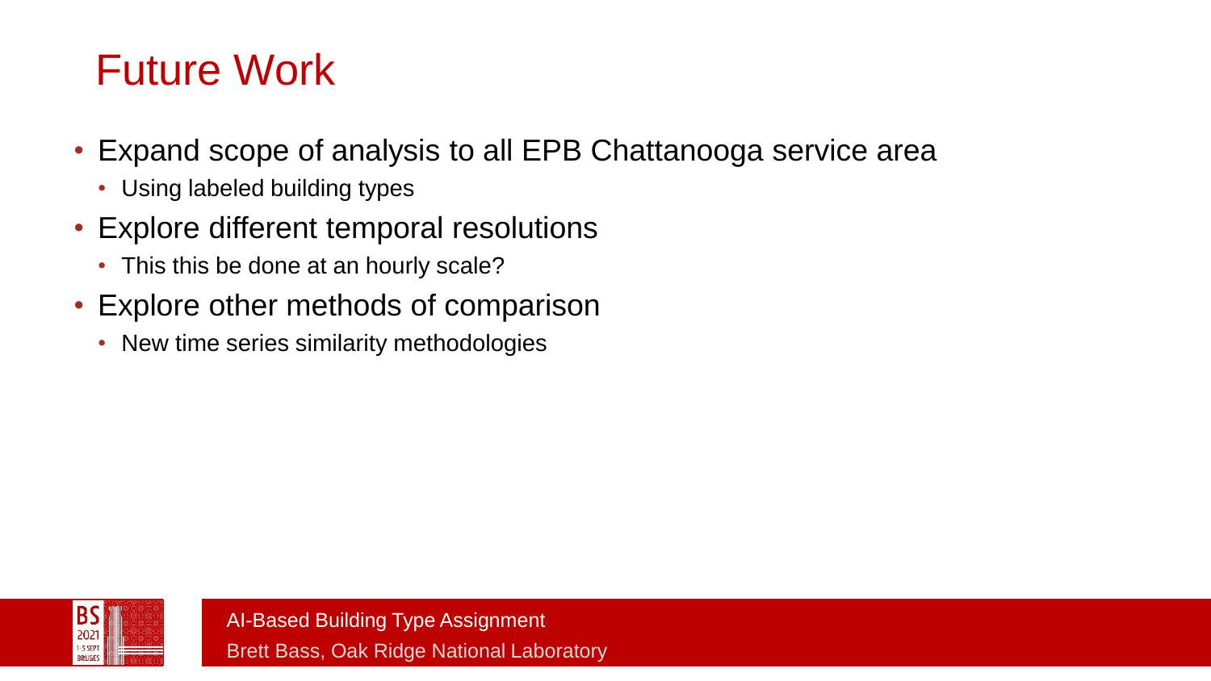# Future Work

- Expand scope of analysis to all EPB Chattanooga service area
  - Using labeled building types
- Explore different temporal resolutions
  - This this be done at an hourly scale?
- Explore other methods of comparison
  - New time series similarity methodologies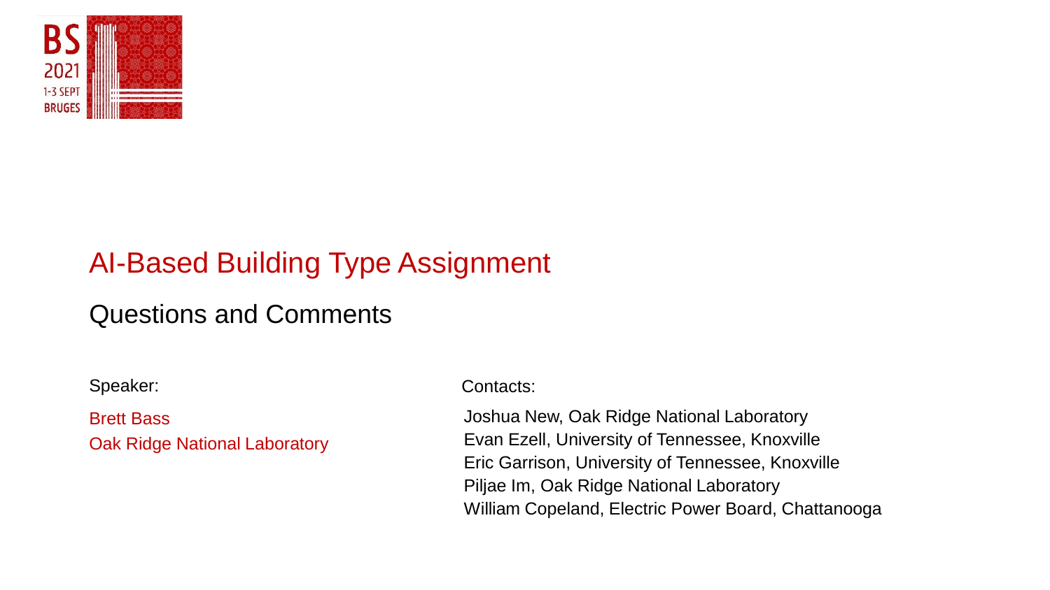BS 2021
1-3 SEPT
BRUGES

# AI-Based Building Type Assignment

## Questions and Comments

Speaker:

Brett Bass
Oak Ridge National Laboratory

Contacts:

Joshua New, Oak Ridge National Laboratory
Evan Ezell, University of Tennessee, Knoxville
Eric Garrison, University of Tennessee, Knoxville
Piljae Im, Oak Ridge National Laboratory
William Copeland, Electric Power Board, Chattanooga